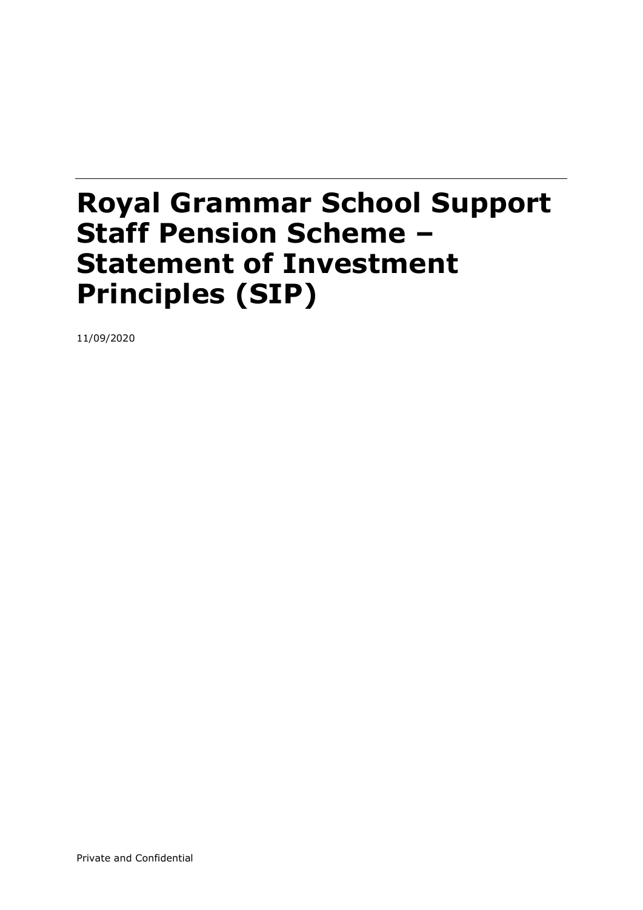# Royal Grammar School Support Staff Pension Scheme – Statement of Investment Principles (SIP)

11/09/2020

Private and Confidential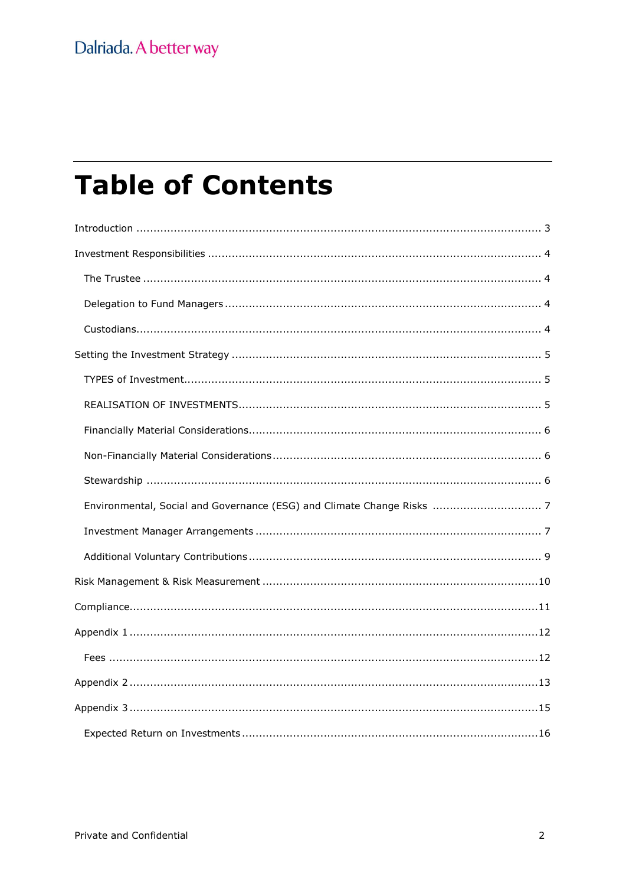# Table of Contents

Introduction ..................................................................................................................... 3

Investment Responsibilities ................................................................................................ 4

- The Trustee .................................................................................................................. 4
- Delegation to Fund Managers ........................................................................................... 4
- Custodians..................................................................................................................... 4

Setting the Investment Strategy .......................................................................................... 5

- TYPES of Investment........................................................................................................ 5
- REALISATION OF INVESTMENTS......................................................................................... 5
- Financially Material Considerations..................................................................................... 6
- Non-Financially Material Considerations .............................................................................. 6
- Stewardship .................................................................................................................. 6
- Environmental, Social and Governance (ESG) and Climate Change Risks ................................ 7
- Investment Manager Arrangements ................................................................................... 7
- Additional Voluntary Contributions ..................................................................................... 9

Risk Management & Risk Measurement ................................................................................10

Compliance.......................................................................................................................11

Appendix 1 .......................................................................................................................12

- Fees .............................................................................................................................12

Appendix 2 .......................................................................................................................13

Appendix 3 .......................................................................................................................15

- Expected Return on Investments ......................................................................................16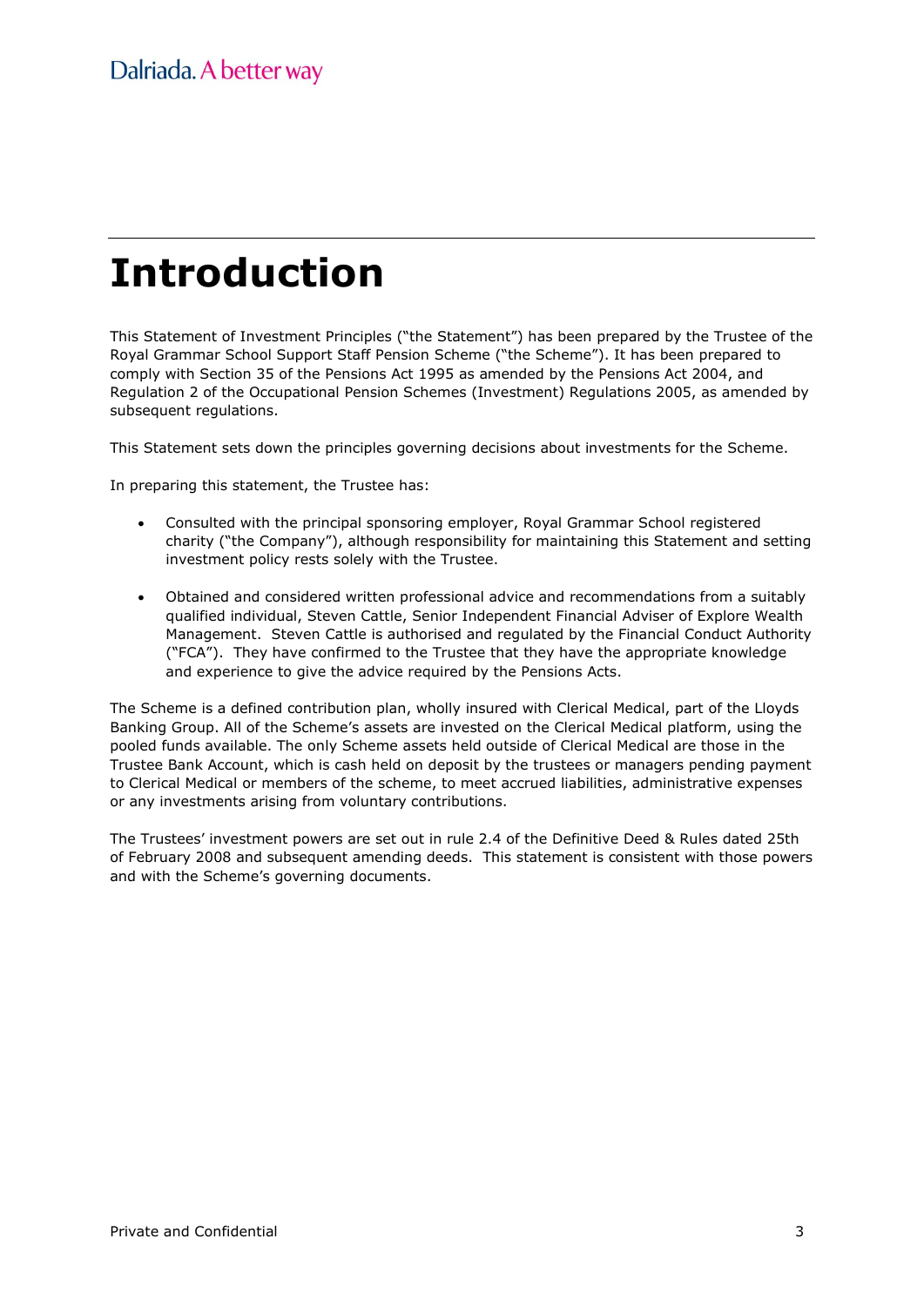# Introduction

This Statement of Investment Principles ("the Statement") has been prepared by the Trustee of the Royal Grammar School Support Staff Pension Scheme ("the Scheme"). It has been prepared to comply with Section 35 of the Pensions Act 1995 as amended by the Pensions Act 2004, and Regulation 2 of the Occupational Pension Schemes (Investment) Regulations 2005, as amended by subsequent regulations.

This Statement sets down the principles governing decisions about investments for the Scheme.

In preparing this statement, the Trustee has:

- Consulted with the principal sponsoring employer, Royal Grammar School registered charity ("the Company"), although responsibility for maintaining this Statement and setting investment policy rests solely with the Trustee.
- Obtained and considered written professional advice and recommendations from a suitably qualified individual, Steven Cattle, Senior Independent Financial Adviser of Explore Wealth Management. Steven Cattle is authorised and regulated by the Financial Conduct Authority ("FCA"). They have confirmed to the Trustee that they have the appropriate knowledge and experience to give the advice required by the Pensions Acts.

The Scheme is a defined contribution plan, wholly insured with Clerical Medical, part of the Lloyds Banking Group. All of the Scheme's assets are invested on the Clerical Medical platform, using the pooled funds available. The only Scheme assets held outside of Clerical Medical are those in the Trustee Bank Account, which is cash held on deposit by the trustees or managers pending payment to Clerical Medical or members of the scheme, to meet accrued liabilities, administrative expenses or any investments arising from voluntary contributions.

The Trustees' investment powers are set out in rule 2.4 of the Definitive Deed & Rules dated 25th of February 2008 and subsequent amending deeds. This statement is consistent with those powers and with the Scheme's governing documents.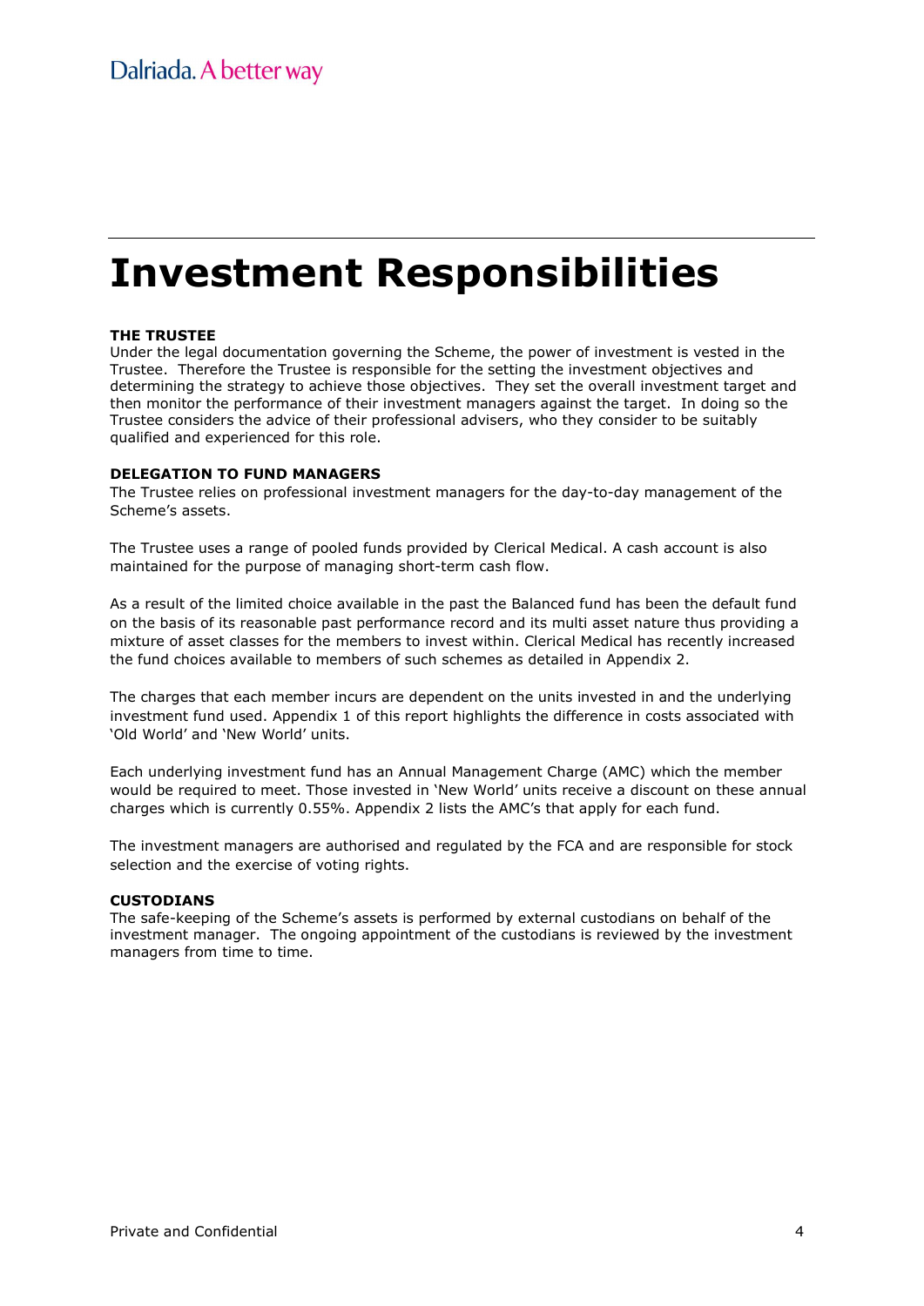# Investment Responsibilities

**THE TRUSTEE**

Under the legal documentation governing the Scheme, the power of investment is vested in the Trustee. Therefore the Trustee is responsible for the setting the investment objectives and determining the strategy to achieve those objectives. They set the overall investment target and then monitor the performance of their investment managers against the target. In doing so the Trustee considers the advice of their professional advisers, who they consider to be suitably qualified and experienced for this role.

**DELEGATION TO FUND MANAGERS**

The Trustee relies on professional investment managers for the day-to-day management of the Scheme's assets.

The Trustee uses a range of pooled funds provided by Clerical Medical. A cash account is also maintained for the purpose of managing short-term cash flow.

As a result of the limited choice available in the past the Balanced fund has been the default fund on the basis of its reasonable past performance record and its multi asset nature thus providing a mixture of asset classes for the members to invest within. Clerical Medical has recently increased the fund choices available to members of such schemes as detailed in Appendix 2.

The charges that each member incurs are dependent on the units invested in and the underlying investment fund used. Appendix 1 of this report highlights the difference in costs associated with 'Old World' and 'New World' units.

Each underlying investment fund has an Annual Management Charge (AMC) which the member would be required to meet. Those invested in 'New World' units receive a discount on these annual charges which is currently 0.55%. Appendix 2 lists the AMC's that apply for each fund.

The investment managers are authorised and regulated by the FCA and are responsible for stock selection and the exercise of voting rights.

**CUSTODIANS**

The safe-keeping of the Scheme's assets is performed by external custodians on behalf of the investment manager. The ongoing appointment of the custodians is reviewed by the investment managers from time to time.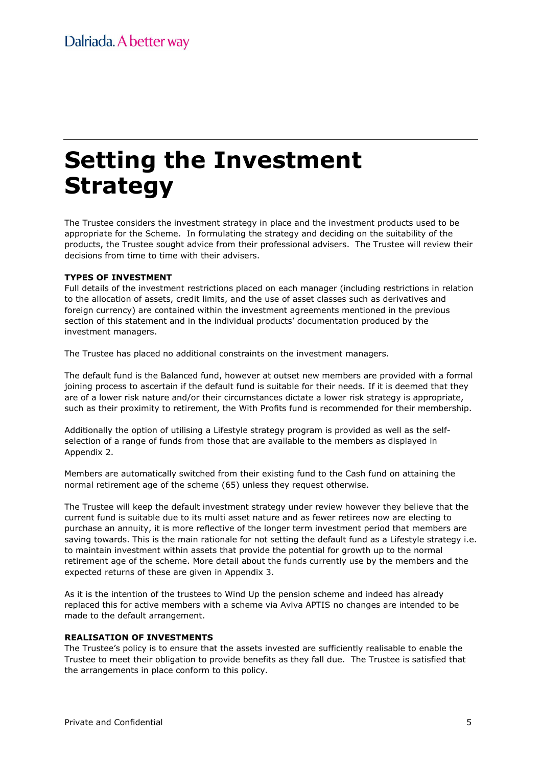# Setting the Investment Strategy

The Trustee considers the investment strategy in place and the investment products used to be appropriate for the Scheme. In formulating the strategy and deciding on the suitability of the products, the Trustee sought advice from their professional advisers. The Trustee will review their decisions from time to time with their advisers.

**TYPES OF INVESTMENT**

Full details of the investment restrictions placed on each manager (including restrictions in relation to the allocation of assets, credit limits, and the use of asset classes such as derivatives and foreign currency) are contained within the investment agreements mentioned in the previous section of this statement and in the individual products' documentation produced by the investment managers.

The Trustee has placed no additional constraints on the investment managers.

The default fund is the Balanced fund, however at outset new members are provided with a formal joining process to ascertain if the default fund is suitable for their needs. If it is deemed that they are of a lower risk nature and/or their circumstances dictate a lower risk strategy is appropriate, such as their proximity to retirement, the With Profits fund is recommended for their membership.

Additionally the option of utilising a Lifestyle strategy program is provided as well as the self-selection of a range of funds from those that are available to the members as displayed in Appendix 2.

Members are automatically switched from their existing fund to the Cash fund on attaining the normal retirement age of the scheme (65) unless they request otherwise.

The Trustee will keep the default investment strategy under review however they believe that the current fund is suitable due to its multi asset nature and as fewer retirees now are electing to purchase an annuity, it is more reflective of the longer term investment period that members are saving towards. This is the main rationale for not setting the default fund as a Lifestyle strategy i.e. to maintain investment within assets that provide the potential for growth up to the normal retirement age of the scheme. More detail about the funds currently use by the members and the expected returns of these are given in Appendix 3.

As it is the intention of the trustees to Wind Up the pension scheme and indeed has already replaced this for active members with a scheme via Aviva APTIS no changes are intended to be made to the default arrangement.

**REALISATION OF INVESTMENTS**

The Trustee's policy is to ensure that the assets invested are sufficiently realisable to enable the Trustee to meet their obligation to provide benefits as they fall due. The Trustee is satisfied that the arrangements in place conform to this policy.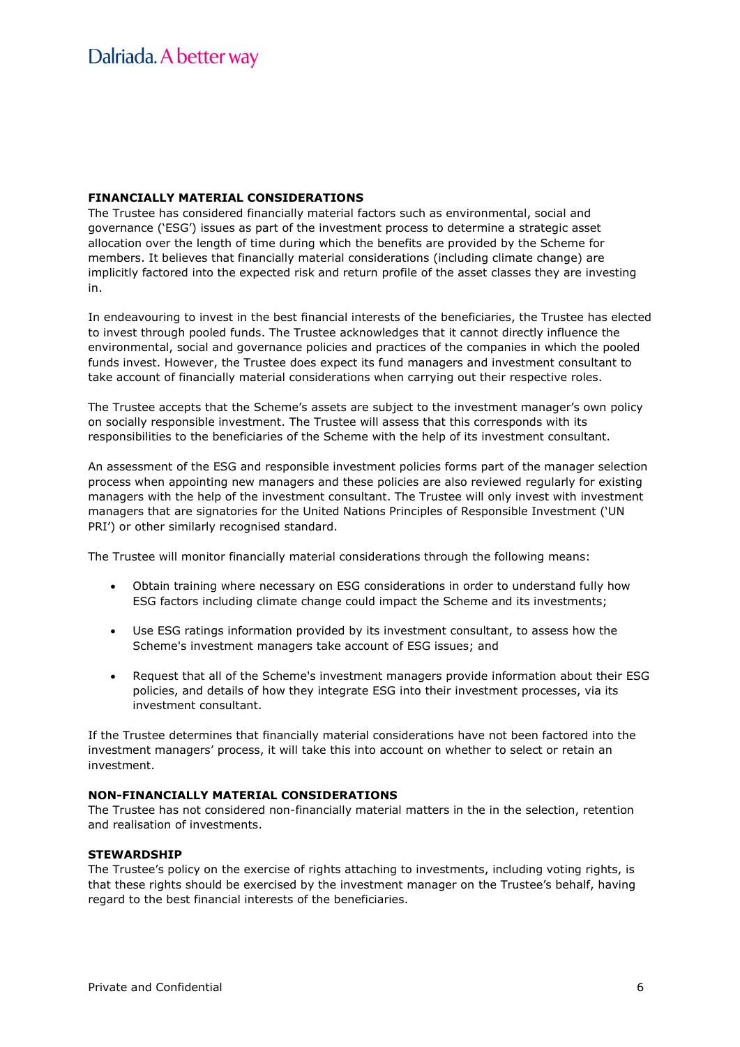**FINANCIALLY MATERIAL CONSIDERATIONS**

The Trustee has considered financially material factors such as environmental, social and governance ('ESG') issues as part of the investment process to determine a strategic asset allocation over the length of time during which the benefits are provided by the Scheme for members. It believes that financially material considerations (including climate change) are implicitly factored into the expected risk and return profile of the asset classes they are investing in.

In endeavouring to invest in the best financial interests of the beneficiaries, the Trustee has elected to invest through pooled funds. The Trustee acknowledges that it cannot directly influence the environmental, social and governance policies and practices of the companies in which the pooled funds invest. However, the Trustee does expect its fund managers and investment consultant to take account of financially material considerations when carrying out their respective roles.

The Trustee accepts that the Scheme's assets are subject to the investment manager's own policy on socially responsible investment. The Trustee will assess that this corresponds with its responsibilities to the beneficiaries of the Scheme with the help of its investment consultant.

An assessment of the ESG and responsible investment policies forms part of the manager selection process when appointing new managers and these policies are also reviewed regularly for existing managers with the help of the investment consultant. The Trustee will only invest with investment managers that are signatories for the United Nations Principles of Responsible Investment ('UN PRI') or other similarly recognised standard.

The Trustee will monitor financially material considerations through the following means:

- Obtain training where necessary on ESG considerations in order to understand fully how ESG factors including climate change could impact the Scheme and its investments;
- Use ESG ratings information provided by its investment consultant, to assess how the Scheme's investment managers take account of ESG issues; and
- Request that all of the Scheme's investment managers provide information about their ESG policies, and details of how they integrate ESG into their investment processes, via its investment consultant.

If the Trustee determines that financially material considerations have not been factored into the investment managers' process, it will take this into account on whether to select or retain an investment.

**NON-FINANCIALLY MATERIAL CONSIDERATIONS**

The Trustee has not considered non-financially material matters in the in the selection, retention and realisation of investments.

**STEWARDSHIP**

The Trustee's policy on the exercise of rights attaching to investments, including voting rights, is that these rights should be exercised by the investment manager on the Trustee's behalf, having regard to the best financial interests of the beneficiaries.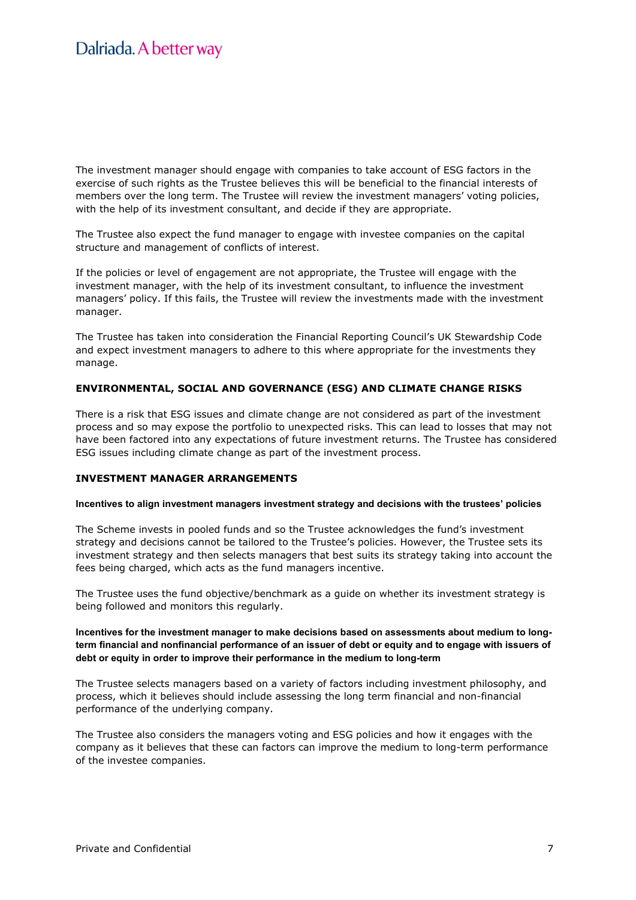The investment manager should engage with companies to take account of ESG factors in the exercise of such rights as the Trustee believes this will be beneficial to the financial interests of members over the long term. The Trustee will review the investment managers' voting policies, with the help of its investment consultant, and decide if they are appropriate.

The Trustee also expect the fund manager to engage with investee companies on the capital structure and management of conflicts of interest.

If the policies or level of engagement are not appropriate, the Trustee will engage with the investment manager, with the help of its investment consultant, to influence the investment managers' policy. If this fails, the Trustee will review the investments made with the investment manager.

The Trustee has taken into consideration the Financial Reporting Council's UK Stewardship Code and expect investment managers to adhere to this where appropriate for the investments they manage.

## ENVIRONMENTAL, SOCIAL AND GOVERNANCE (ESG) AND CLIMATE CHANGE RISKS

There is a risk that ESG issues and climate change are not considered as part of the investment process and so may expose the portfolio to unexpected risks. This can lead to losses that may not have been factored into any expectations of future investment returns. The Trustee has considered ESG issues including climate change as part of the investment process.

## INVESTMENT MANAGER ARRANGEMENTS

### Incentives to align investment managers investment strategy and decisions with the trustees' policies

The Scheme invests in pooled funds and so the Trustee acknowledges the fund's investment strategy and decisions cannot be tailored to the Trustee's policies. However, the Trustee sets its investment strategy and then selects managers that best suits its strategy taking into account the fees being charged, which acts as the fund managers incentive.

The Trustee uses the fund objective/benchmark as a guide on whether its investment strategy is being followed and monitors this regularly.

### Incentives for the investment manager to make decisions based on assessments about medium to long-term financial and nonfinancial performance of an issuer of debt or equity and to engage with issuers of debt or equity in order to improve their performance in the medium to long-term

The Trustee selects managers based on a variety of factors including investment philosophy, and process, which it believes should include assessing the long term financial and non-financial performance of the underlying company.

The Trustee also considers the managers voting and ESG policies and how it engages with the company as it believes that these can factors can improve the medium to long-term performance of the investee companies.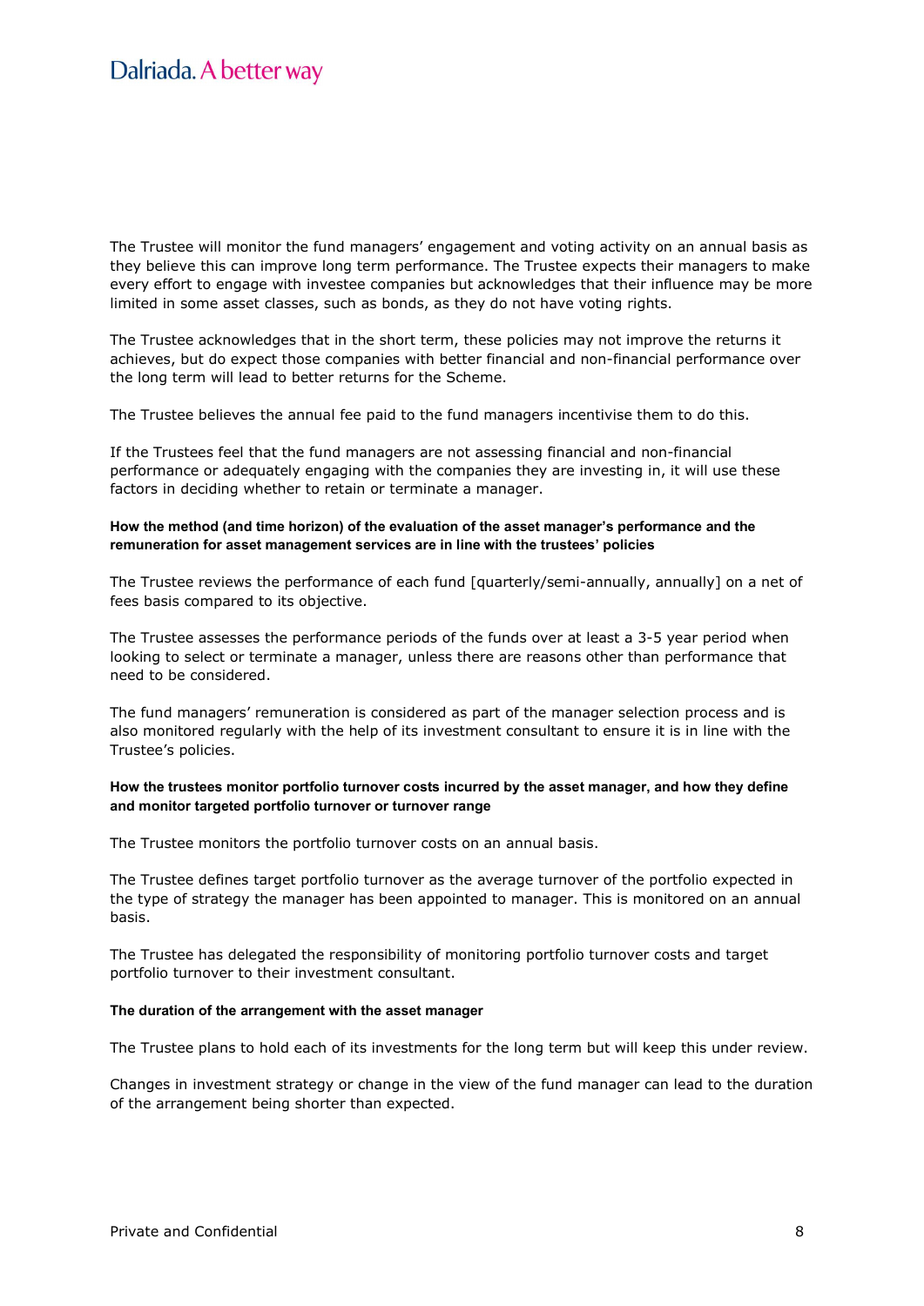The Trustee will monitor the fund managers' engagement and voting activity on an annual basis as they believe this can improve long term performance. The Trustee expects their managers to make every effort to engage with investee companies but acknowledges that their influence may be more limited in some asset classes, such as bonds, as they do not have voting rights.

The Trustee acknowledges that in the short term, these policies may not improve the returns it achieves, but do expect those companies with better financial and non-financial performance over the long term will lead to better returns for the Scheme.

The Trustee believes the annual fee paid to the fund managers incentivise them to do this.

If the Trustees feel that the fund managers are not assessing financial and non-financial performance or adequately engaging with the companies they are investing in, it will use these factors in deciding whether to retain or terminate a manager.

**How the method (and time horizon) of the evaluation of the asset manager's performance and the remuneration for asset management services are in line with the trustees' policies**

The Trustee reviews the performance of each fund [quarterly/semi-annually, annually] on a net of fees basis compared to its objective.

The Trustee assesses the performance periods of the funds over at least a 3-5 year period when looking to select or terminate a manager, unless there are reasons other than performance that need to be considered.

The fund managers' remuneration is considered as part of the manager selection process and is also monitored regularly with the help of its investment consultant to ensure it is in line with the Trustee's policies.

**How the trustees monitor portfolio turnover costs incurred by the asset manager, and how they define and monitor targeted portfolio turnover or turnover range**

The Trustee monitors the portfolio turnover costs on an annual basis.

The Trustee defines target portfolio turnover as the average turnover of the portfolio expected in the type of strategy the manager has been appointed to manager. This is monitored on an annual basis.

The Trustee has delegated the responsibility of monitoring portfolio turnover costs and target portfolio turnover to their investment consultant.

**The duration of the arrangement with the asset manager**

The Trustee plans to hold each of its investments for the long term but will keep this under review.

Changes in investment strategy or change in the view of the fund manager can lead to the duration of the arrangement being shorter than expected.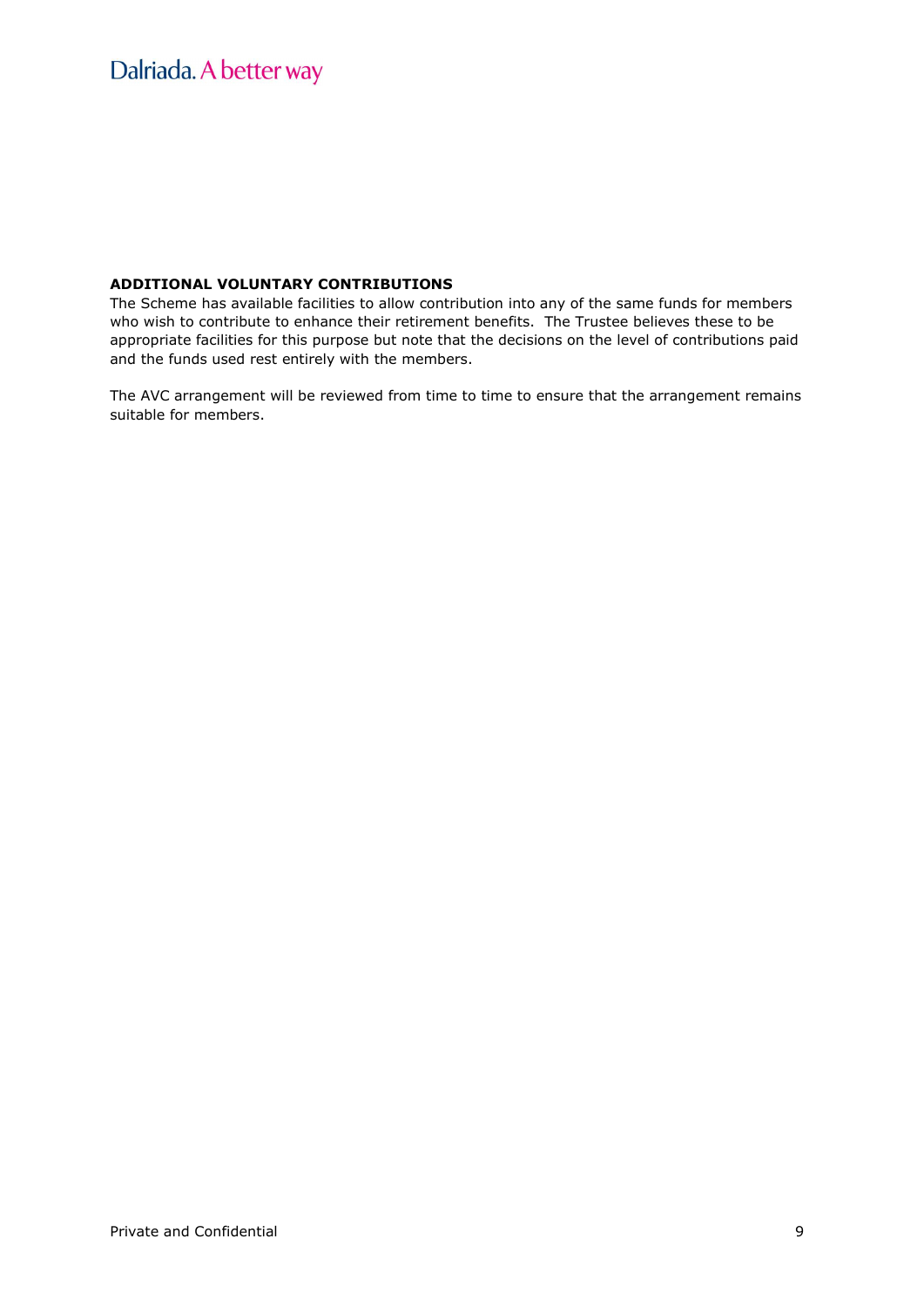**ADDITIONAL VOLUNTARY CONTRIBUTIONS**

The Scheme has available facilities to allow contribution into any of the same funds for members who wish to contribute to enhance their retirement benefits. The Trustee believes these to be appropriate facilities for this purpose but note that the decisions on the level of contributions paid and the funds used rest entirely with the members.

The AVC arrangement will be reviewed from time to time to ensure that the arrangement remains suitable for members.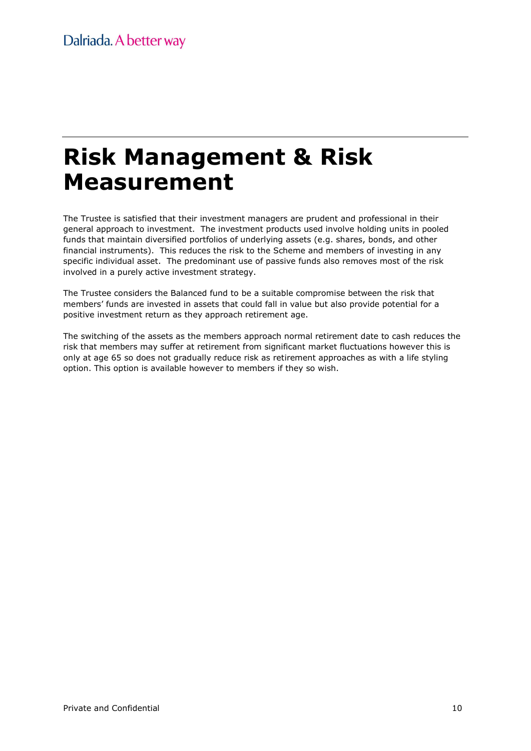# Risk Management & Risk Measurement

The Trustee is satisfied that their investment managers are prudent and professional in their general approach to investment. The investment products used involve holding units in pooled funds that maintain diversified portfolios of underlying assets (e.g. shares, bonds, and other financial instruments). This reduces the risk to the Scheme and members of investing in any specific individual asset. The predominant use of passive funds also removes most of the risk involved in a purely active investment strategy.

The Trustee considers the Balanced fund to be a suitable compromise between the risk that members' funds are invested in assets that could fall in value but also provide potential for a positive investment return as they approach retirement age.

The switching of the assets as the members approach normal retirement date to cash reduces the risk that members may suffer at retirement from significant market fluctuations however this is only at age 65 so does not gradually reduce risk as retirement approaches as with a life styling option. This option is available however to members if they so wish.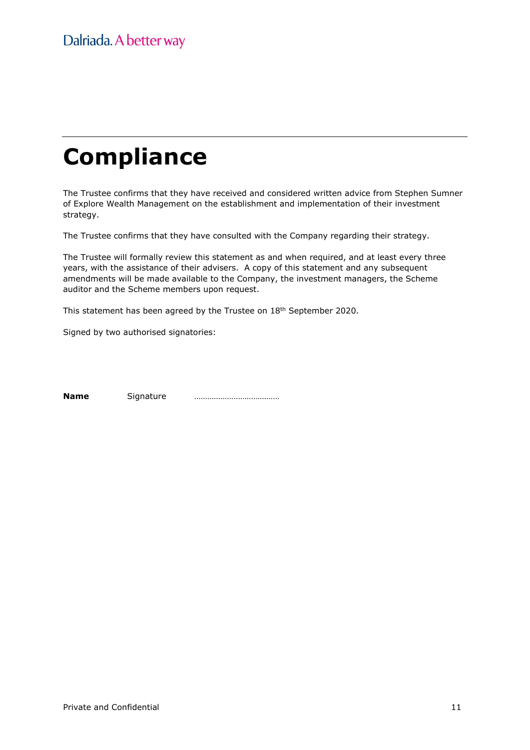# Compliance

The Trustee confirms that they have received and considered written advice from Stephen Sumner of Explore Wealth Management on the establishment and implementation of their investment strategy.

The Trustee confirms that they have consulted with the Company regarding their strategy.

The Trustee will formally review this statement as and when required, and at least every three years, with the assistance of their advisers. A copy of this statement and any subsequent amendments will be made available to the Company, the investment managers, the Scheme auditor and the Scheme members upon request.

This statement has been agreed by the Trustee on 18th September 2020.

Signed by two authorised signatories:

**Name** Signature ………………………………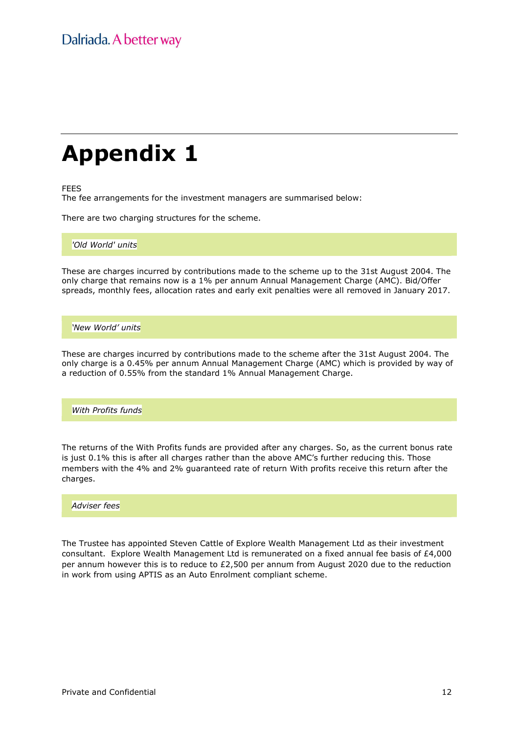# Appendix 1

FEES

The fee arrangements for the investment managers are summarised below:

There are two charging structures for the scheme.

### *'Old World' units*

These are charges incurred by contributions made to the scheme up to the 31st August 2004. The only charge that remains now is a 1% per annum Annual Management Charge (AMC). Bid/Offer spreads, monthly fees, allocation rates and early exit penalties were all removed in January 2017.

### *'New World' units*

These are charges incurred by contributions made to the scheme after the 31st August 2004. The only charge is a 0.45% per annum Annual Management Charge (AMC) which is provided by way of a reduction of 0.55% from the standard 1% Annual Management Charge.

### *With Profits funds*

The returns of the With Profits funds are provided after any charges. So, as the current bonus rate is just 0.1% this is after all charges rather than the above AMC's further reducing this. Those members with the 4% and 2% guaranteed rate of return With profits receive this return after the charges.

### *Adviser fees*

The Trustee has appointed Steven Cattle of Explore Wealth Management Ltd as their investment consultant. Explore Wealth Management Ltd is remunerated on a fixed annual fee basis of £4,000 per annum however this is to reduce to £2,500 per annum from August 2020 due to the reduction in work from using APTIS as an Auto Enrolment compliant scheme.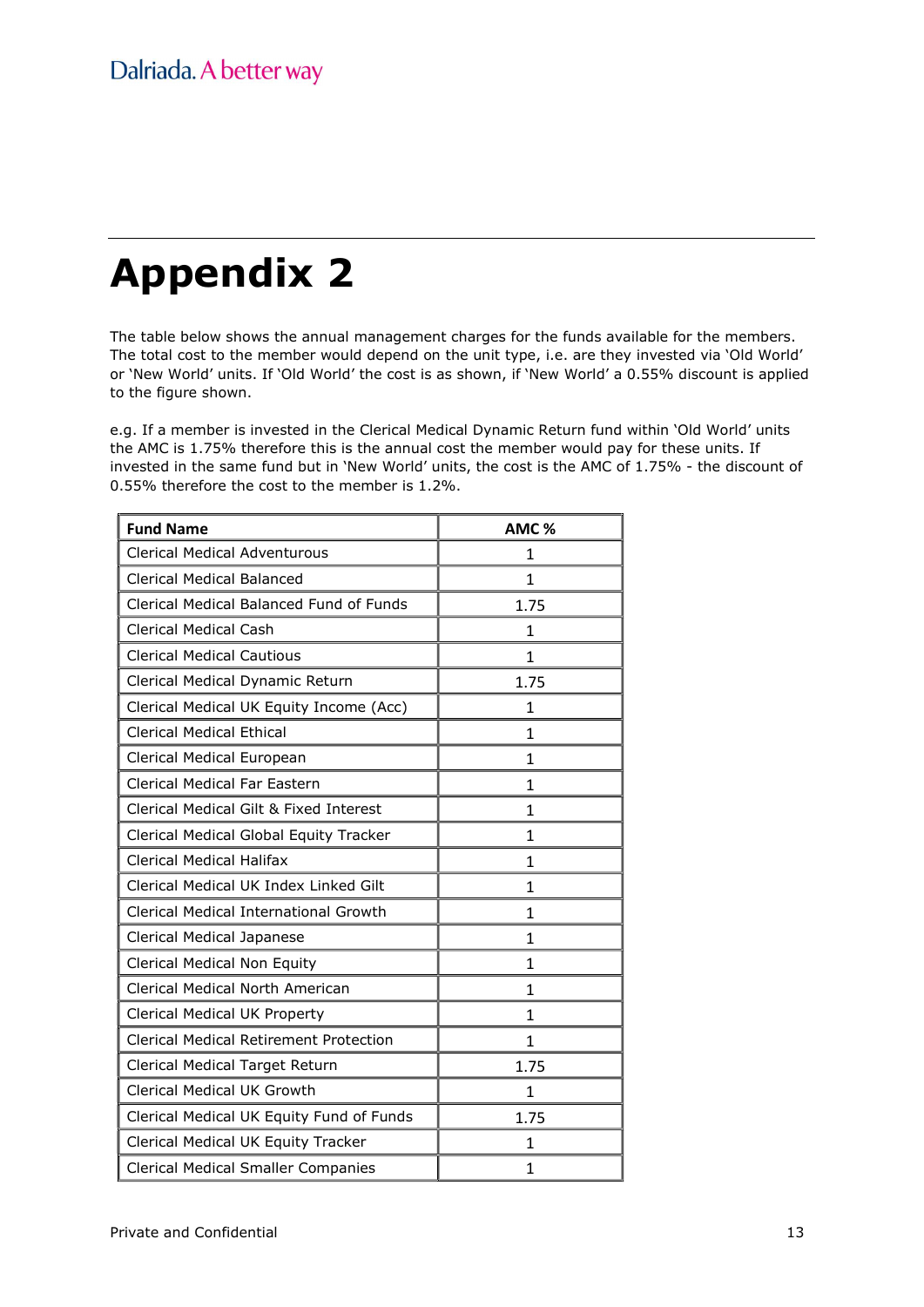# Appendix 2

The table below shows the annual management charges for the funds available for the members. The total cost to the member would depend on the unit type, i.e. are they invested via 'Old World' or 'New World' units. If 'Old World' the cost is as shown, if 'New World' a 0.55% discount is applied to the figure shown.

e.g. If a member is invested in the Clerical Medical Dynamic Return fund within 'Old World' units the AMC is 1.75% therefore this is the annual cost the member would pay for these units. If invested in the same fund but in 'New World' units, the cost is the AMC of 1.75% - the discount of 0.55% therefore the cost to the member is 1.2%.

| Fund Name | AMC % |
|---|---|
| Clerical Medical Adventurous | 1 |
| Clerical Medical Balanced | 1 |
| Clerical Medical Balanced Fund of Funds | 1.75 |
| Clerical Medical Cash | 1 |
| Clerical Medical Cautious | 1 |
| Clerical Medical Dynamic Return | 1.75 |
| Clerical Medical UK Equity Income (Acc) | 1 |
| Clerical Medical Ethical | 1 |
| Clerical Medical European | 1 |
| Clerical Medical Far Eastern | 1 |
| Clerical Medical Gilt & Fixed Interest | 1 |
| Clerical Medical Global Equity Tracker | 1 |
| Clerical Medical Halifax | 1 |
| Clerical Medical UK Index Linked Gilt | 1 |
| Clerical Medical International Growth | 1 |
| Clerical Medical Japanese | 1 |
| Clerical Medical Non Equity | 1 |
| Clerical Medical North American | 1 |
| Clerical Medical UK Property | 1 |
| Clerical Medical Retirement Protection | 1 |
| Clerical Medical Target Return | 1.75 |
| Clerical Medical UK Growth | 1 |
| Clerical Medical UK Equity Fund of Funds | 1.75 |
| Clerical Medical UK Equity Tracker | 1 |
| Clerical Medical Smaller Companies | 1 |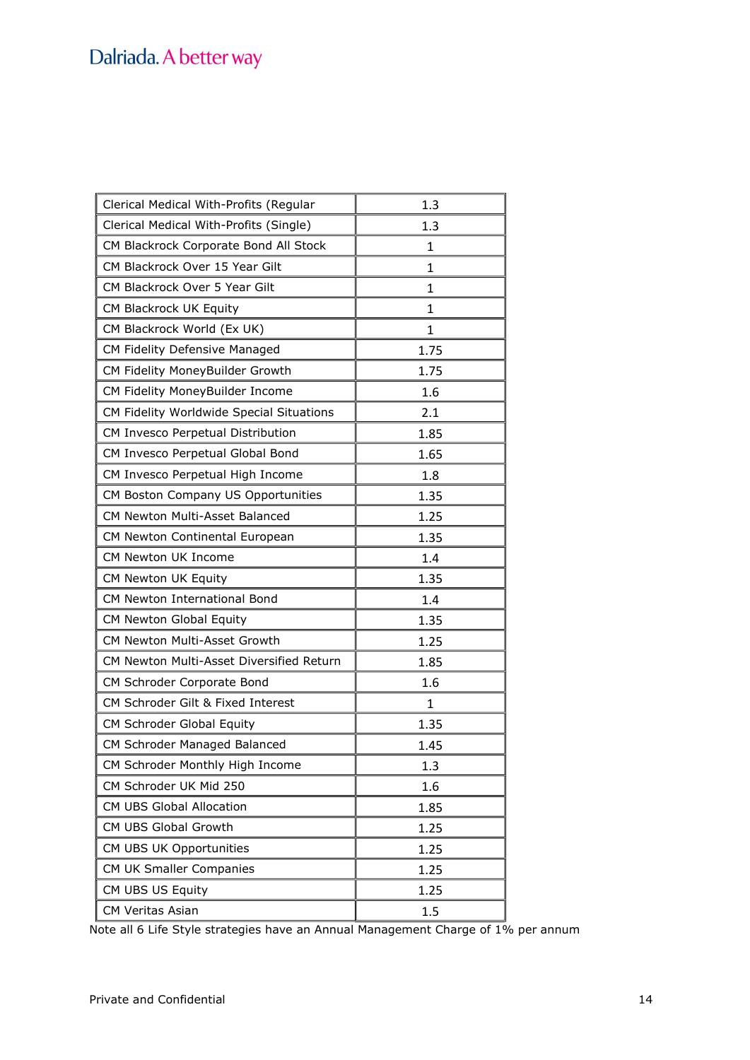| Clerical Medical With-Profits (Regular | 1.3 |
|---|---|
| Clerical Medical With-Profits (Single) | 1.3 |
| CM Blackrock Corporate Bond All Stock | 1 |
| CM Blackrock Over 15 Year Gilt | 1 |
| CM Blackrock Over 5 Year Gilt | 1 |
| CM Blackrock UK Equity | 1 |
| CM Blackrock World (Ex UK) | 1 |
| CM Fidelity Defensive Managed | 1.75 |
| CM Fidelity MoneyBuilder Growth | 1.75 |
| CM Fidelity MoneyBuilder Income | 1.6 |
| CM Fidelity Worldwide Special Situations | 2.1 |
| CM Invesco Perpetual Distribution | 1.85 |
| CM Invesco Perpetual Global Bond | 1.65 |
| CM Invesco Perpetual High Income | 1.8 |
| CM Boston Company US Opportunities | 1.35 |
| CM Newton Multi-Asset Balanced | 1.25 |
| CM Newton Continental European | 1.35 |
| CM Newton UK Income | 1.4 |
| CM Newton UK Equity | 1.35 |
| CM Newton International Bond | 1.4 |
| CM Newton Global Equity | 1.35 |
| CM Newton Multi-Asset Growth | 1.25 |
| CM Newton Multi-Asset Diversified Return | 1.85 |
| CM Schroder Corporate Bond | 1.6 |
| CM Schroder Gilt & Fixed Interest | 1 |
| CM Schroder Global Equity | 1.35 |
| CM Schroder Managed Balanced | 1.45 |
| CM Schroder Monthly High Income | 1.3 |
| CM Schroder UK Mid 250 | 1.6 |
| CM UBS Global Allocation | 1.85 |
| CM UBS Global Growth | 1.25 |
| CM UBS UK Opportunities | 1.25 |
| CM UK Smaller Companies | 1.25 |
| CM UBS US Equity | 1.25 |
| CM Veritas Asian | 1.5 |

Note all 6 Life Style strategies have an Annual Management Charge of 1% per annum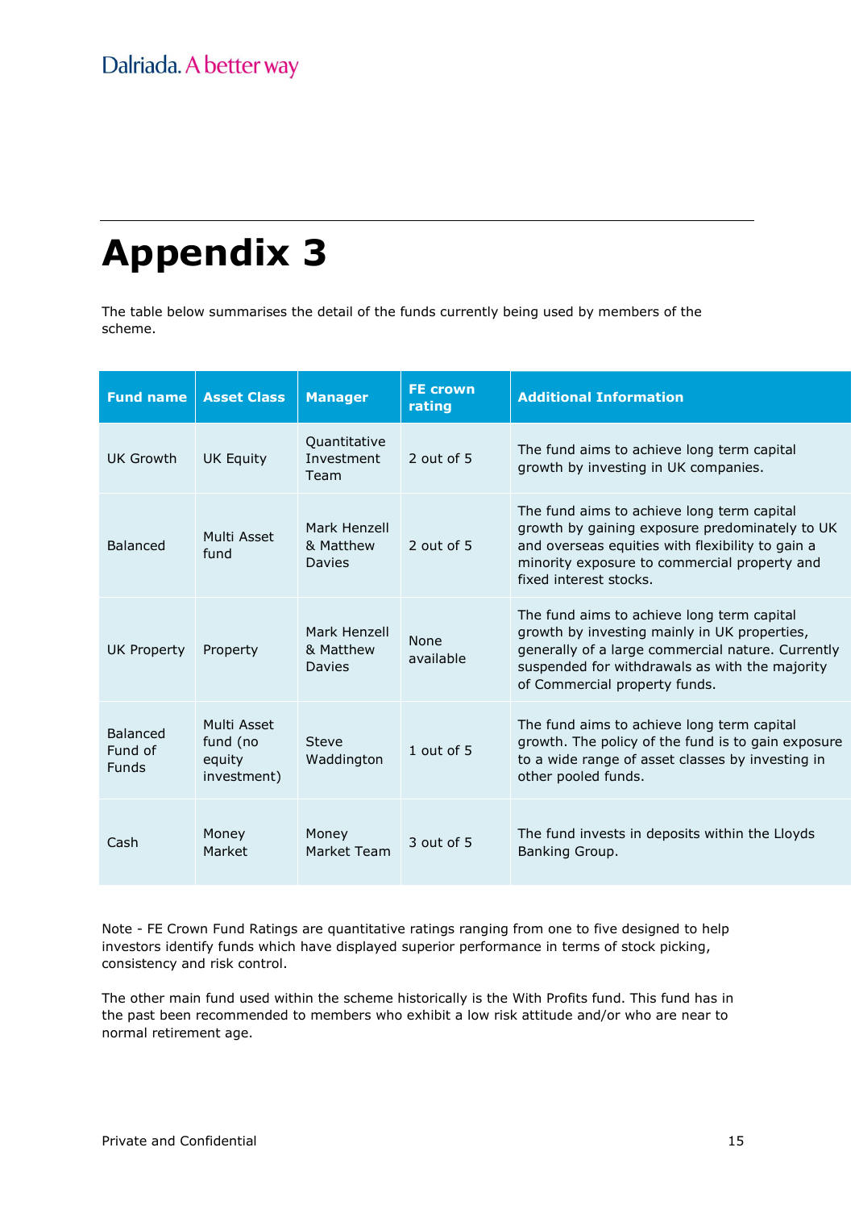# Appendix 3

The table below summarises the detail of the funds currently being used by members of the scheme.

| Fund name | Asset Class | Manager | FE crown rating | Additional Information |
|---|---|---|---|---|
| UK Growth | UK Equity | Quantitative Investment Team | 2 out of 5 | The fund aims to achieve long term capital growth by investing in UK companies. |
| Balanced | Multi Asset fund | Mark Henzell & Matthew Davies | 2 out of 5 | The fund aims to achieve long term capital growth by gaining exposure predominately to UK and overseas equities with flexibility to gain a minority exposure to commercial property and fixed interest stocks. |
| UK Property | Property | Mark Henzell & Matthew Davies | None available | The fund aims to achieve long term capital growth by investing mainly in UK properties, generally of a large commercial nature. Currently suspended for withdrawals as with the majority of Commercial property funds. |
| Balanced Fund of Funds | Multi Asset fund (no equity investment) | Steve Waddington | 1 out of 5 | The fund aims to achieve long term capital growth. The policy of the fund is to gain exposure to a wide range of asset classes by investing in other pooled funds. |
| Cash | Money Market | Money Market Team | 3 out of 5 | The fund invests in deposits within the Lloyds Banking Group. |

Note - FE Crown Fund Ratings are quantitative ratings ranging from one to five designed to help investors identify funds which have displayed superior performance in terms of stock picking, consistency and risk control.

The other main fund used within the scheme historically is the With Profits fund. This fund has in the past been recommended to members who exhibit a low risk attitude and/or who are near to normal retirement age.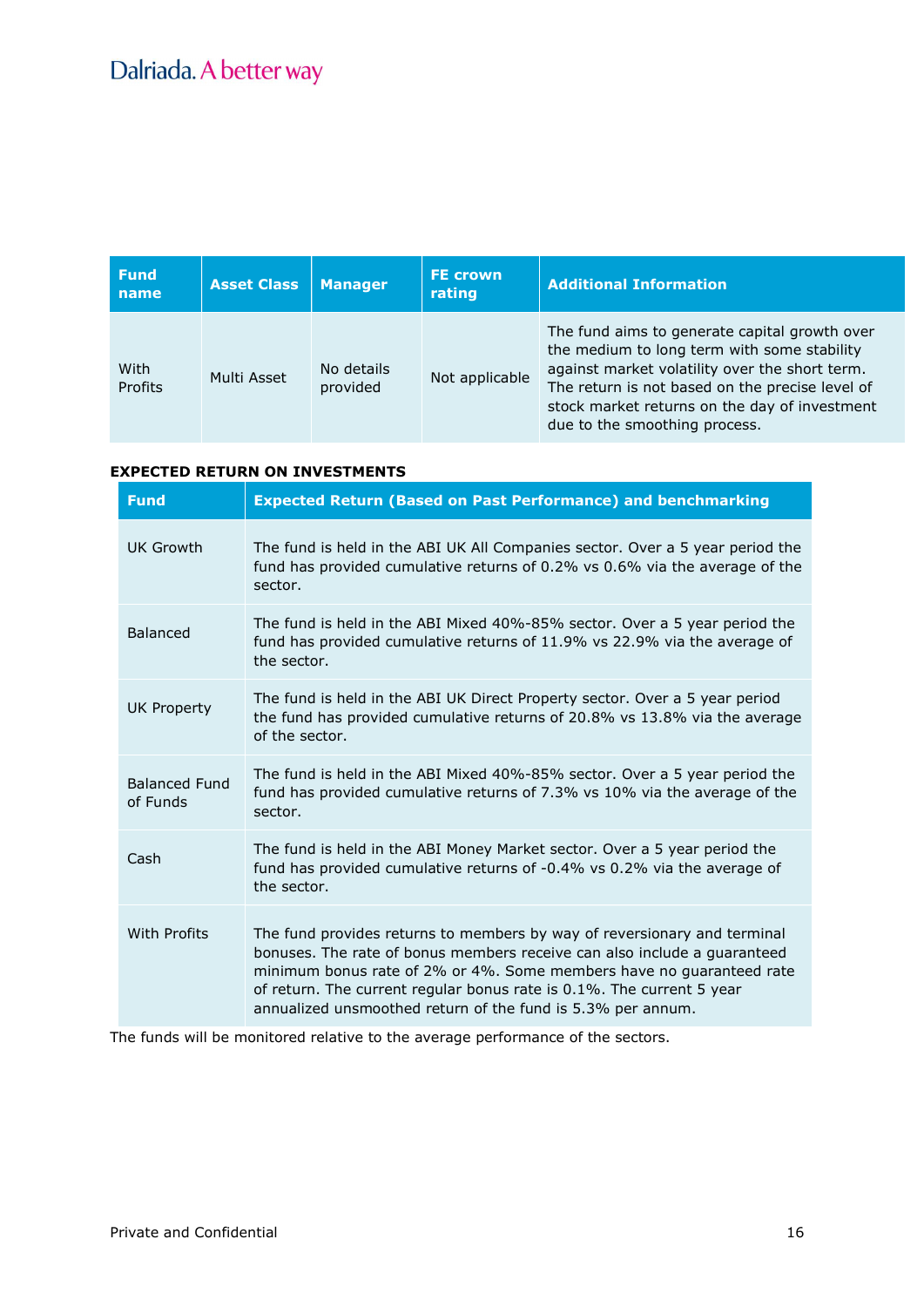| Fund name | Asset Class | Manager | FE crown rating | Additional Information |
|---|---|---|---|---|
| With Profits | Multi Asset | No details provided | Not applicable | The fund aims to generate capital growth over the medium to long term with some stability against market volatility over the short term. The return is not based on the precise level of stock market returns on the day of investment due to the smoothing process. |

**EXPECTED RETURN ON INVESTMENTS**

| Fund | Expected Return (Based on Past Performance) and benchmarking |
|---|---|
| UK Growth | The fund is held in the ABI UK All Companies sector. Over a 5 year period the fund has provided cumulative returns of 0.2% vs 0.6% via the average of the sector. |
| Balanced | The fund is held in the ABI Mixed 40%-85% sector. Over a 5 year period the fund has provided cumulative returns of 11.9% vs 22.9% via the average of the sector. |
| UK Property | The fund is held in the ABI UK Direct Property sector. Over a 5 year period the fund has provided cumulative returns of 20.8% vs 13.8% via the average of the sector. |
| Balanced Fund of Funds | The fund is held in the ABI Mixed 40%-85% sector. Over a 5 year period the fund has provided cumulative returns of 7.3% vs 10% via the average of the sector. |
| Cash | The fund is held in the ABI Money Market sector. Over a 5 year period the fund has provided cumulative returns of -0.4% vs 0.2% via the average of the sector. |
| With Profits | The fund provides returns to members by way of reversionary and terminal bonuses. The rate of bonus members receive can also include a guaranteed minimum bonus rate of 2% or 4%. Some members have no guaranteed rate of return. The current regular bonus rate is 0.1%. The current 5 year annualized unsmoothed return of the fund is 5.3% per annum. |

The funds will be monitored relative to the average performance of the sectors.